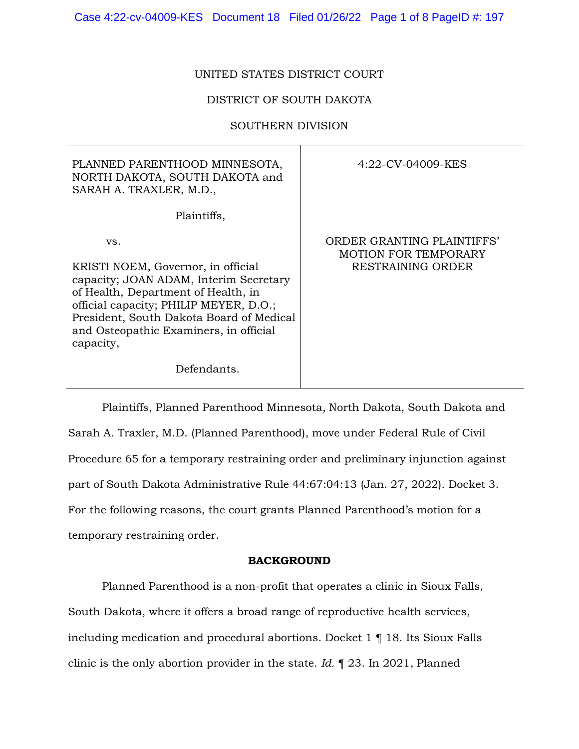UNITED STATES DISTRICT COURT

DISTRICT OF SOUTH DAKOTA

SOUTHERN DIVISION

| | |
|---|---|
| PLANNED PARENTHOOD MINNESOTA, NORTH DAKOTA, SOUTH DAKOTA and SARAH A. TRAXLER, M.D.,<br><br>Plaintiffs,<br><br>vs.<br><br>KRISTI NOEM, Governor, in official capacity; JOAN ADAM, Interim Secretary of Health, Department of Health, in official capacity; PHILIP MEYER, D.O.; President, South Dakota Board of Medical and Osteopathic Examiners, in official capacity,<br><br>Defendants. | 4:22-CV-04009-KES<br><br>ORDER GRANTING PLAINTIFFS' MOTION FOR TEMPORARY RESTRAINING ORDER |

Plaintiffs, Planned Parenthood Minnesota, North Dakota, South Dakota and Sarah A. Traxler, M.D. (Planned Parenthood), move under Federal Rule of Civil Procedure 65 for a temporary restraining order and preliminary injunction against part of South Dakota Administrative Rule 44:67:04:13 (Jan. 27, 2022). Docket 3. For the following reasons, the court grants Planned Parenthood's motion for a temporary restraining order.

**BACKGROUND**

Planned Parenthood is a non-profit that operates a clinic in Sioux Falls, South Dakota, where it offers a broad range of reproductive health services, including medication and procedural abortions. Docket 1 ¶ 18. Its Sioux Falls clinic is the only abortion provider in the state. *Id.* ¶ 23. In 2021, Planned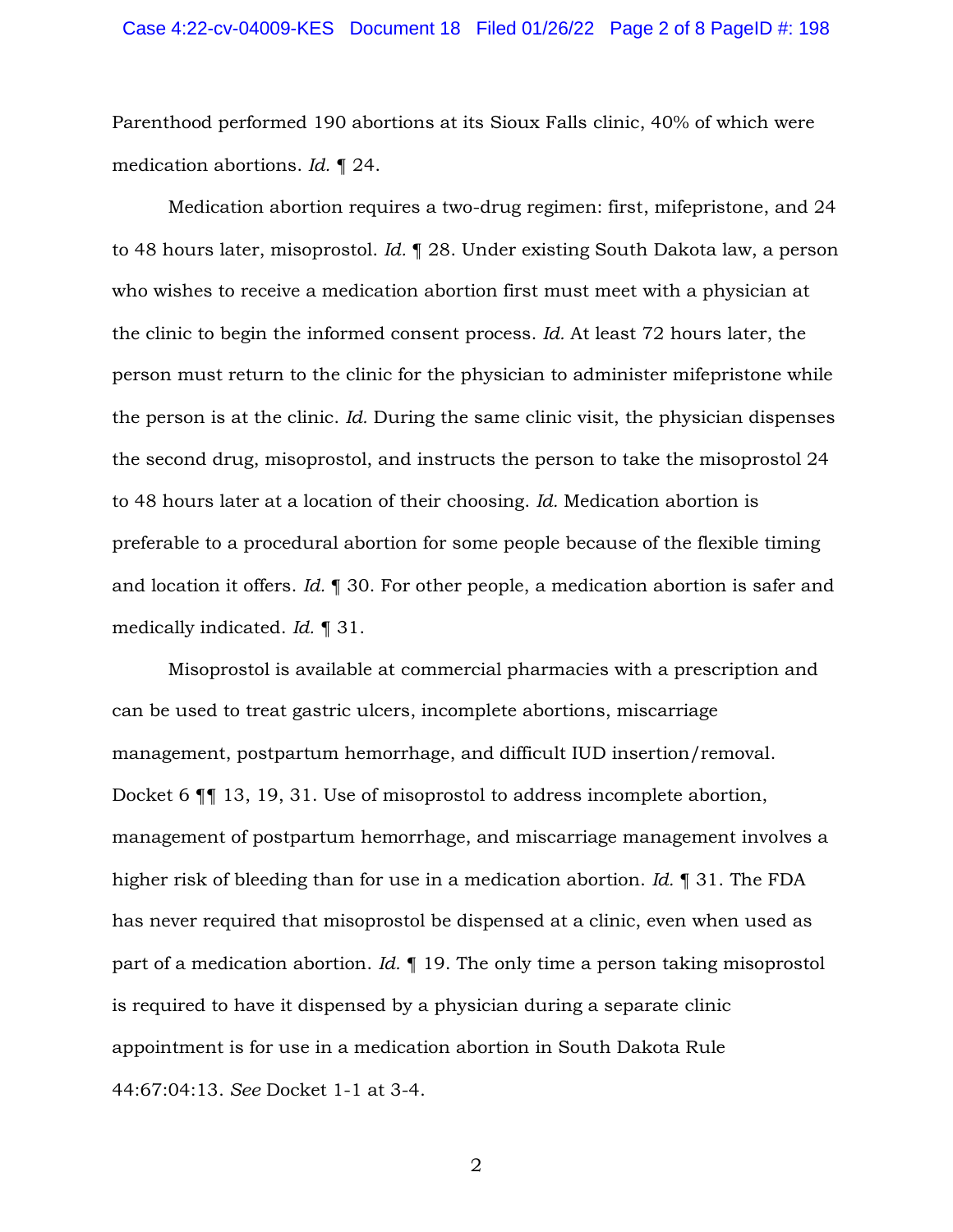Parenthood performed 190 abortions at its Sioux Falls clinic, 40% of which were medication abortions. *Id.* ¶ 24.

Medication abortion requires a two-drug regimen: first, mifepristone, and 24 to 48 hours later, misoprostol. *Id.* ¶ 28. Under existing South Dakota law, a person who wishes to receive a medication abortion first must meet with a physician at the clinic to begin the informed consent process. *Id.* At least 72 hours later, the person must return to the clinic for the physician to administer mifepristone while the person is at the clinic. *Id.* During the same clinic visit, the physician dispenses the second drug, misoprostol, and instructs the person to take the misoprostol 24 to 48 hours later at a location of their choosing. *Id.* Medication abortion is preferable to a procedural abortion for some people because of the flexible timing and location it offers. *Id.* ¶ 30. For other people, a medication abortion is safer and medically indicated. *Id.* ¶ 31.

Misoprostol is available at commercial pharmacies with a prescription and can be used to treat gastric ulcers, incomplete abortions, miscarriage management, postpartum hemorrhage, and difficult IUD insertion/removal. Docket 6 ¶¶ 13, 19, 31. Use of misoprostol to address incomplete abortion, management of postpartum hemorrhage, and miscarriage management involves a higher risk of bleeding than for use in a medication abortion. *Id.* ¶ 31. The FDA has never required that misoprostol be dispensed at a clinic, even when used as part of a medication abortion. *Id.* ¶ 19. The only time a person taking misoprostol is required to have it dispensed by a physician during a separate clinic appointment is for use in a medication abortion in South Dakota Rule 44:67:04:13. *See* Docket 1-1 at 3-4.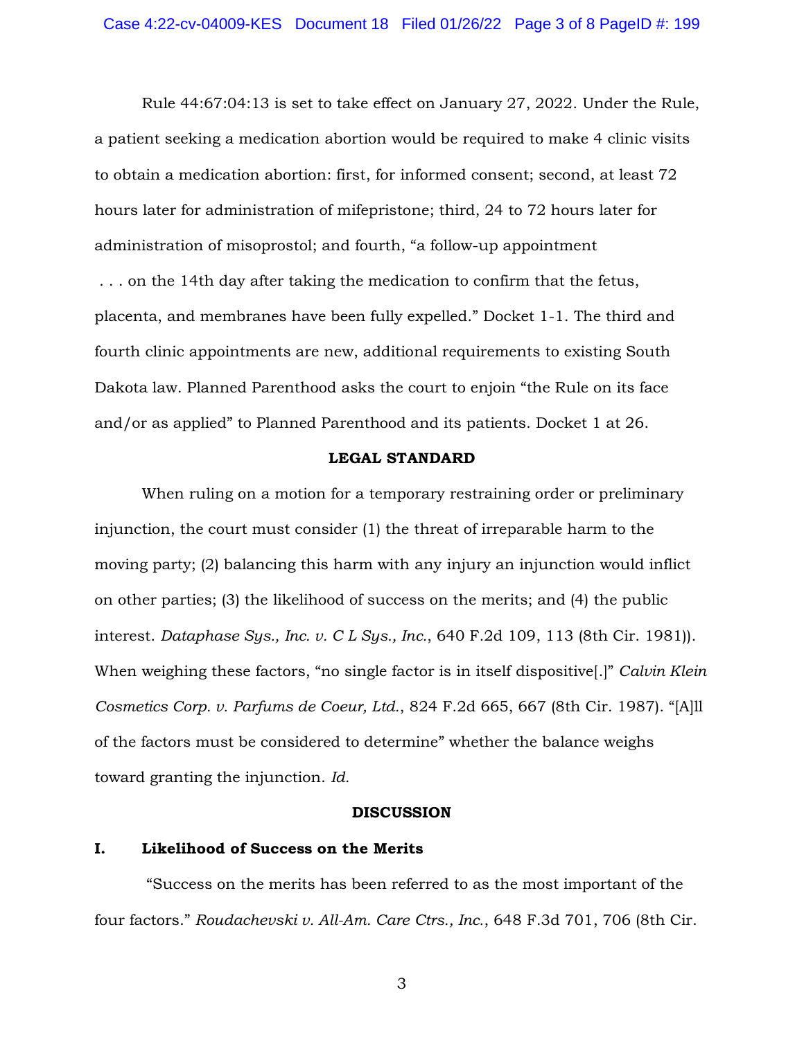Rule 44:67:04:13 is set to take effect on January 27, 2022. Under the Rule, a patient seeking a medication abortion would be required to make 4 clinic visits to obtain a medication abortion: first, for informed consent; second, at least 72 hours later for administration of mifepristone; third, 24 to 72 hours later for administration of misoprostol; and fourth, "a follow-up appointment . . . on the 14th day after taking the medication to confirm that the fetus, placenta, and membranes have been fully expelled." Docket 1-1. The third and fourth clinic appointments are new, additional requirements to existing South Dakota law. Planned Parenthood asks the court to enjoin "the Rule on its face and/or as applied" to Planned Parenthood and its patients. Docket 1 at 26.

**LEGAL STANDARD**

When ruling on a motion for a temporary restraining order or preliminary injunction, the court must consider (1) the threat of irreparable harm to the moving party; (2) balancing this harm with any injury an injunction would inflict on other parties; (3) the likelihood of success on the merits; and (4) the public interest. *Dataphase Sys., Inc. v. C L Sys., Inc.*, 640 F.2d 109, 113 (8th Cir. 1981)). When weighing these factors, "no single factor is in itself dispositive[.]" *Calvin Klein Cosmetics Corp. v. Parfums de Coeur, Ltd.*, 824 F.2d 665, 667 (8th Cir. 1987). "[A]ll of the factors must be considered to determine" whether the balance weighs toward granting the injunction. *Id.*

**DISCUSSION**

**I. Likelihood of Success on the Merits**

"Success on the merits has been referred to as the most important of the four factors." *Roudachevski v. All-Am. Care Ctrs., Inc.*, 648 F.3d 701, 706 (8th Cir.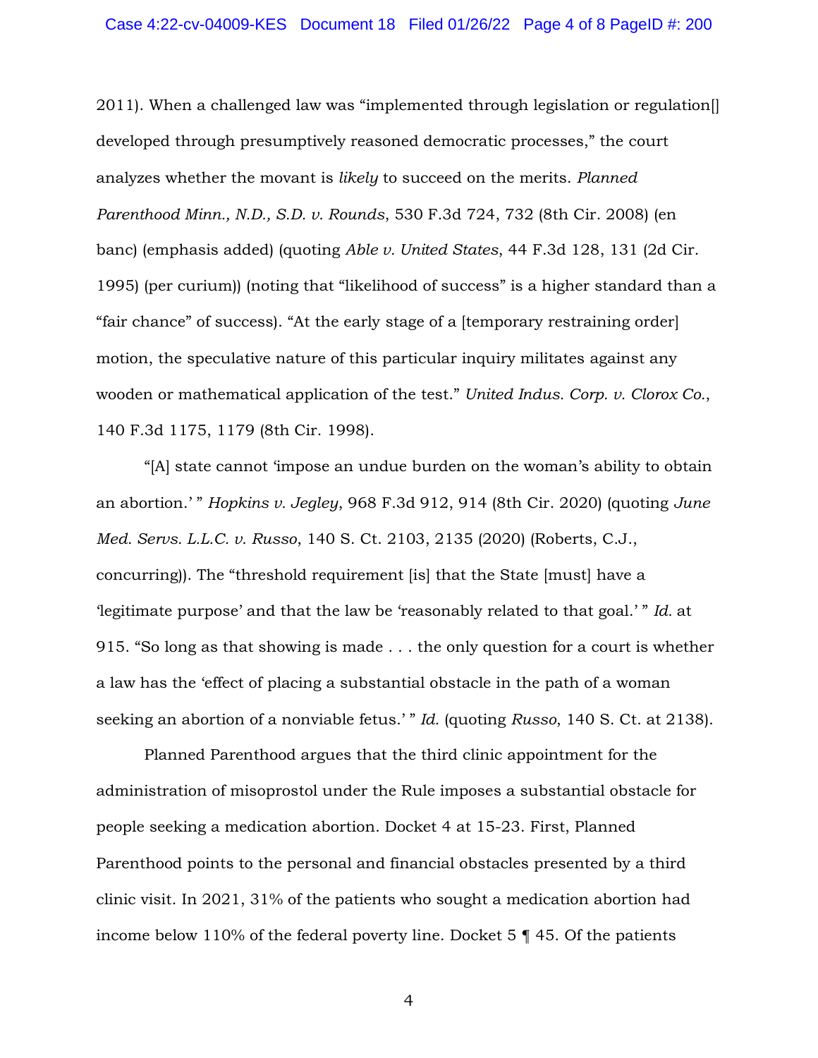2011). When a challenged law was "implemented through legislation or regulation[] developed through presumptively reasoned democratic processes," the court analyzes whether the movant is *likely* to succeed on the merits. *Planned Parenthood Minn., N.D., S.D. v. Rounds*, 530 F.3d 724, 732 (8th Cir. 2008) (en banc) (emphasis added) (quoting *Able v. United States*, 44 F.3d 128, 131 (2d Cir. 1995) (per curium)) (noting that "likelihood of success" is a higher standard than a "fair chance" of success). "At the early stage of a [temporary restraining order] motion, the speculative nature of this particular inquiry militates against any wooden or mathematical application of the test." *United Indus. Corp. v. Clorox Co.*, 140 F.3d 1175, 1179 (8th Cir. 1998).

"[A] state cannot 'impose an undue burden on the woman's ability to obtain an abortion.' " *Hopkins v. Jegley*, 968 F.3d 912, 914 (8th Cir. 2020) (quoting *June Med. Servs. L.L.C. v. Russo*, 140 S. Ct. 2103, 2135 (2020) (Roberts, C.J., concurring)). The "threshold requirement [is] that the State [must] have a 'legitimate purpose' and that the law be 'reasonably related to that goal.' " *Id.* at 915. "So long as that showing is made . . . the only question for a court is whether a law has the 'effect of placing a substantial obstacle in the path of a woman seeking an abortion of a nonviable fetus.' " *Id.* (quoting *Russo*, 140 S. Ct. at 2138).

Planned Parenthood argues that the third clinic appointment for the administration of misoprostol under the Rule imposes a substantial obstacle for people seeking a medication abortion. Docket 4 at 15-23. First, Planned Parenthood points to the personal and financial obstacles presented by a third clinic visit. In 2021, 31% of the patients who sought a medication abortion had income below 110% of the federal poverty line. Docket 5 ¶ 45. Of the patients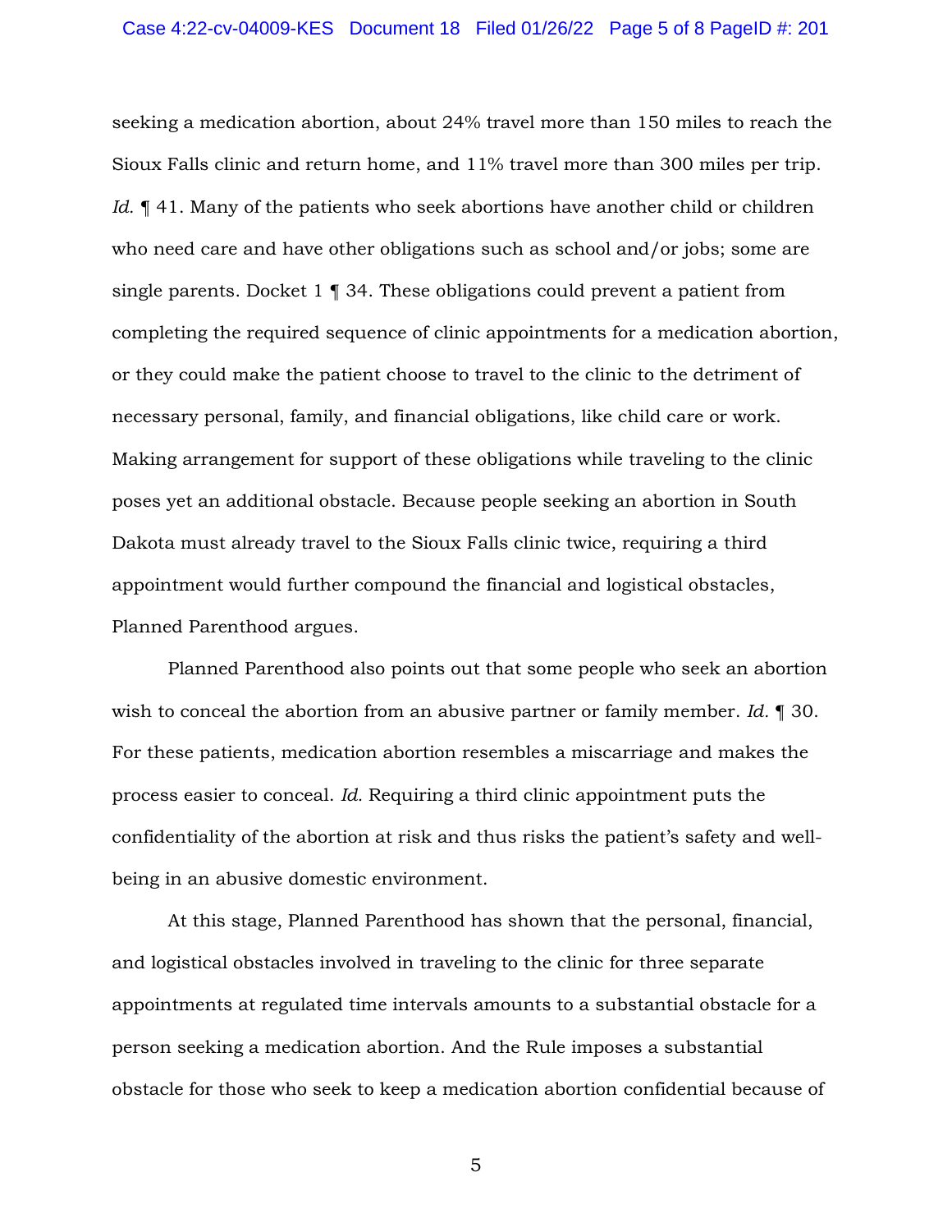seeking a medication abortion, about 24% travel more than 150 miles to reach the Sioux Falls clinic and return home, and 11% travel more than 300 miles per trip. *Id.* ¶ 41. Many of the patients who seek abortions have another child or children who need care and have other obligations such as school and/or jobs; some are single parents. Docket 1 ¶ 34. These obligations could prevent a patient from completing the required sequence of clinic appointments for a medication abortion, or they could make the patient choose to travel to the clinic to the detriment of necessary personal, family, and financial obligations, like child care or work. Making arrangement for support of these obligations while traveling to the clinic poses yet an additional obstacle. Because people seeking an abortion in South Dakota must already travel to the Sioux Falls clinic twice, requiring a third appointment would further compound the financial and logistical obstacles, Planned Parenthood argues.

Planned Parenthood also points out that some people who seek an abortion wish to conceal the abortion from an abusive partner or family member. *Id.* ¶ 30. For these patients, medication abortion resembles a miscarriage and makes the process easier to conceal. *Id.* Requiring a third clinic appointment puts the confidentiality of the abortion at risk and thus risks the patient's safety and well-being in an abusive domestic environment.

At this stage, Planned Parenthood has shown that the personal, financial, and logistical obstacles involved in traveling to the clinic for three separate appointments at regulated time intervals amounts to a substantial obstacle for a person seeking a medication abortion. And the Rule imposes a substantial obstacle for those who seek to keep a medication abortion confidential because of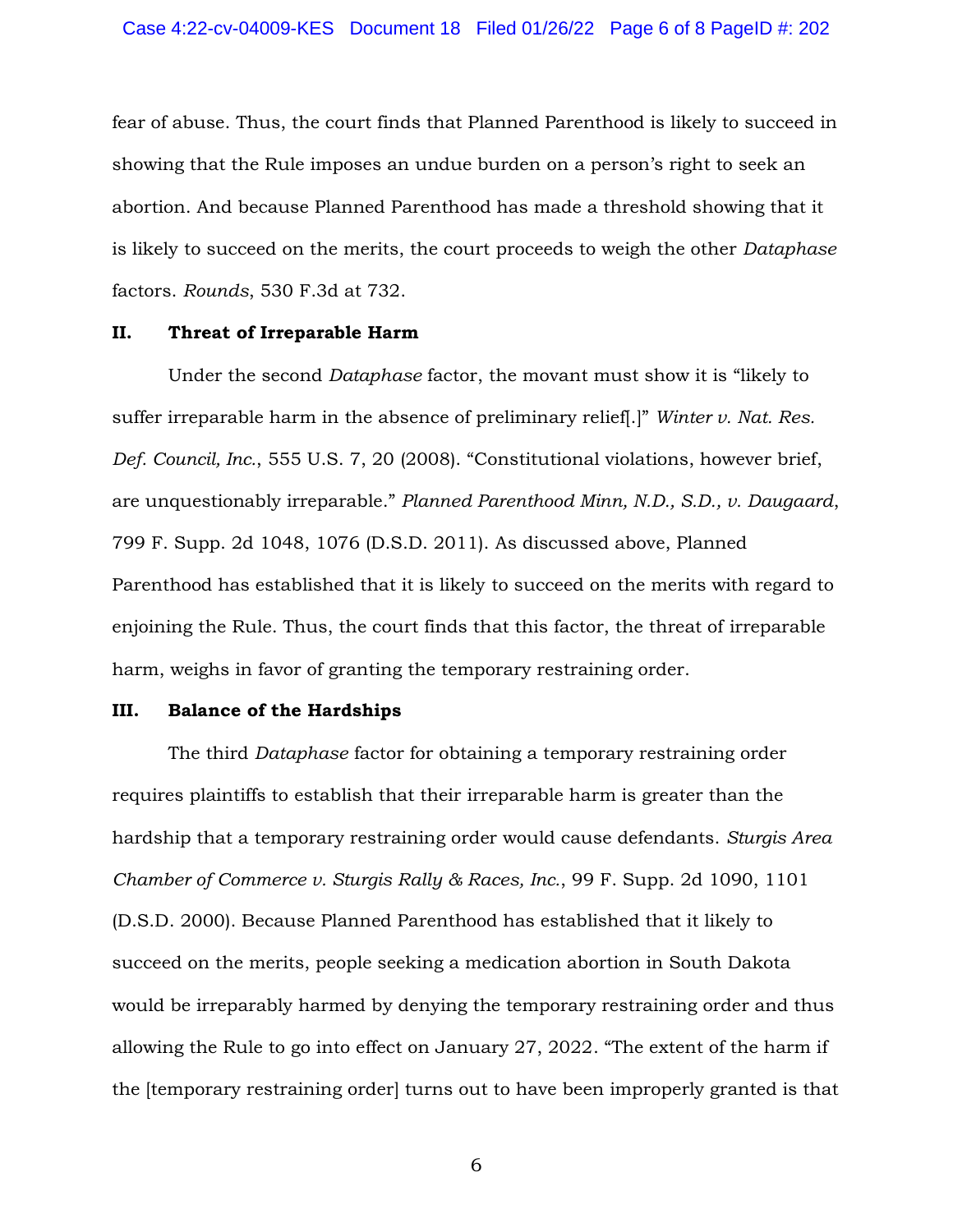fear of abuse. Thus, the court finds that Planned Parenthood is likely to succeed in showing that the Rule imposes an undue burden on a person's right to seek an abortion. And because Planned Parenthood has made a threshold showing that it is likely to succeed on the merits, the court proceeds to weigh the other *Dataphase* factors. *Rounds*, 530 F.3d at 732.

## II. Threat of Irreparable Harm

Under the second *Dataphase* factor, the movant must show it is "likely to suffer irreparable harm in the absence of preliminary relief[.]" *Winter v. Nat. Res. Def. Council, Inc.*, 555 U.S. 7, 20 (2008). "Constitutional violations, however brief, are unquestionably irreparable." *Planned Parenthood Minn, N.D., S.D., v. Daugaard*, 799 F. Supp. 2d 1048, 1076 (D.S.D. 2011). As discussed above, Planned Parenthood has established that it is likely to succeed on the merits with regard to enjoining the Rule. Thus, the court finds that this factor, the threat of irreparable harm, weighs in favor of granting the temporary restraining order.

## III. Balance of the Hardships

The third *Dataphase* factor for obtaining a temporary restraining order requires plaintiffs to establish that their irreparable harm is greater than the hardship that a temporary restraining order would cause defendants. *Sturgis Area Chamber of Commerce v. Sturgis Rally & Races, Inc.*, 99 F. Supp. 2d 1090, 1101 (D.S.D. 2000). Because Planned Parenthood has established that it likely to succeed on the merits, people seeking a medication abortion in South Dakota would be irreparably harmed by denying the temporary restraining order and thus allowing the Rule to go into effect on January 27, 2022. "The extent of the harm if the [temporary restraining order] turns out to have been improperly granted is that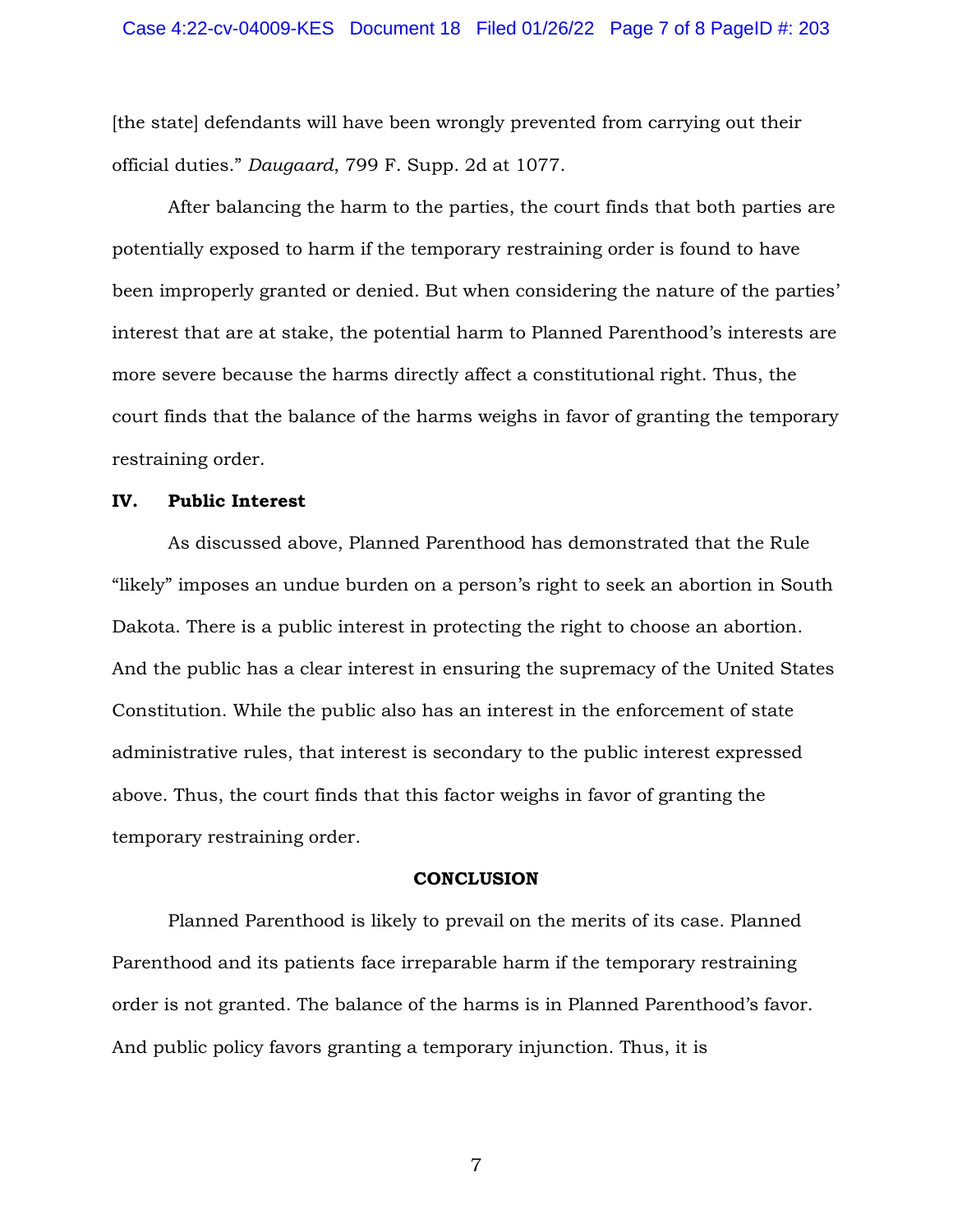[the state] defendants will have been wrongly prevented from carrying out their official duties." *Daugaard*, 799 F. Supp. 2d at 1077.

After balancing the harm to the parties, the court finds that both parties are potentially exposed to harm if the temporary restraining order is found to have been improperly granted or denied. But when considering the nature of the parties' interest that are at stake, the potential harm to Planned Parenthood's interests are more severe because the harms directly affect a constitutional right. Thus, the court finds that the balance of the harms weighs in favor of granting the temporary restraining order.

## IV. Public Interest

As discussed above, Planned Parenthood has demonstrated that the Rule "likely" imposes an undue burden on a person's right to seek an abortion in South Dakota. There is a public interest in protecting the right to choose an abortion. And the public has a clear interest in ensuring the supremacy of the United States Constitution. While the public also has an interest in the enforcement of state administrative rules, that interest is secondary to the public interest expressed above. Thus, the court finds that this factor weighs in favor of granting the temporary restraining order.

## CONCLUSION

Planned Parenthood is likely to prevail on the merits of its case. Planned Parenthood and its patients face irreparable harm if the temporary restraining order is not granted. The balance of the harms is in Planned Parenthood's favor. And public policy favors granting a temporary injunction. Thus, it is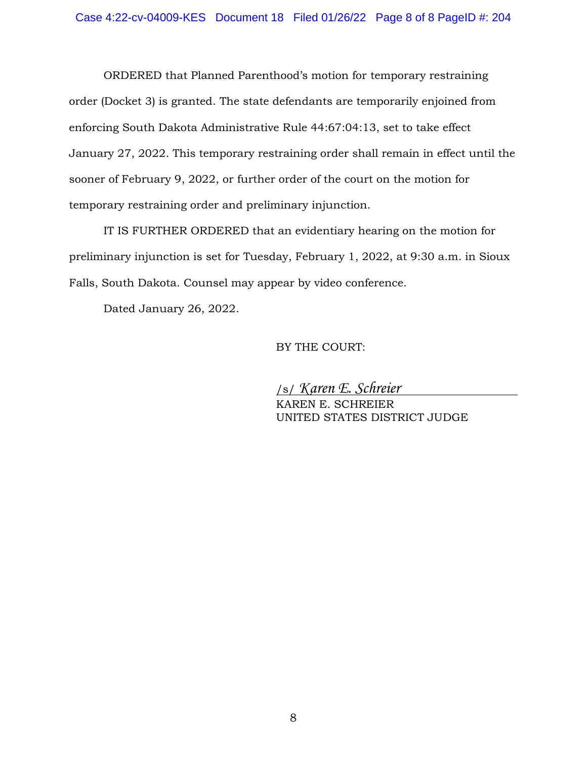ORDERED that Planned Parenthood's motion for temporary restraining order (Docket 3) is granted. The state defendants are temporarily enjoined from enforcing South Dakota Administrative Rule 44:67:04:13, set to take effect January 27, 2022. This temporary restraining order shall remain in effect until the sooner of February 9, 2022, or further order of the court on the motion for temporary restraining order and preliminary injunction.

IT IS FURTHER ORDERED that an evidentiary hearing on the motion for preliminary injunction is set for Tuesday, February 1, 2022, at 9:30 a.m. in Sioux Falls, South Dakota. Counsel may appear by video conference.

Dated January 26, 2022.

BY THE COURT:

/s/ *Karen E. Schreier*
KAREN E. SCHREIER
UNITED STATES DISTRICT JUDGE